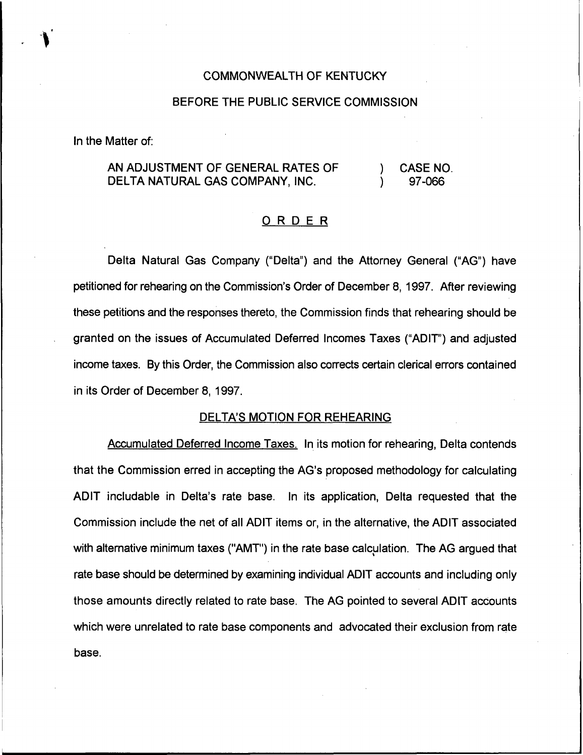COMMONWEALTH OF KENTUCKY

BEFORE THE PUBLIC SERVICE COMMISSION

In the Matter of:

AN ADJUSTMENT OF GENERAL RATES OF DELTA NATURAL GAS COMPANY, INC. ) CASE NO. 97-066

## ORDER

Delta Natural Gas Company ("Delta") and the Attorney General ("AG") have petitioned for rehearing on the Commission's Order of December 8, 1997. After reviewing these petitions and the responses thereto, the Commission finds that rehearing should be granted on the issues of Accumulated Deferred Incomes Taxes ("ADIT") and adjusted income taxes. By this Order, the Commission also corrects certain clerical errors contained in its Order of December 8, 1997.

### DELTA'S MOTION FOR REHEARING

Accumulated Deferred Income Taxes. In its motion for rehearing, Delta contends that the Commission erred in accepting the AG's proposed methodology for calculating ADIT includable in Delta's rate base. In its application, Delta requested that the Commission include the net of all ADIT items or, in the alternative, the ADIT associated with alternative minimum taxes ("AMT") in the rate base calculation. The AG argued that rate base should be determined by examining individual ADIT accounts and including only those amounts directly related to rate base. The AG pointed to several ADIT accounts which were unrelated to rate base components and advocated their exclusion from rate base.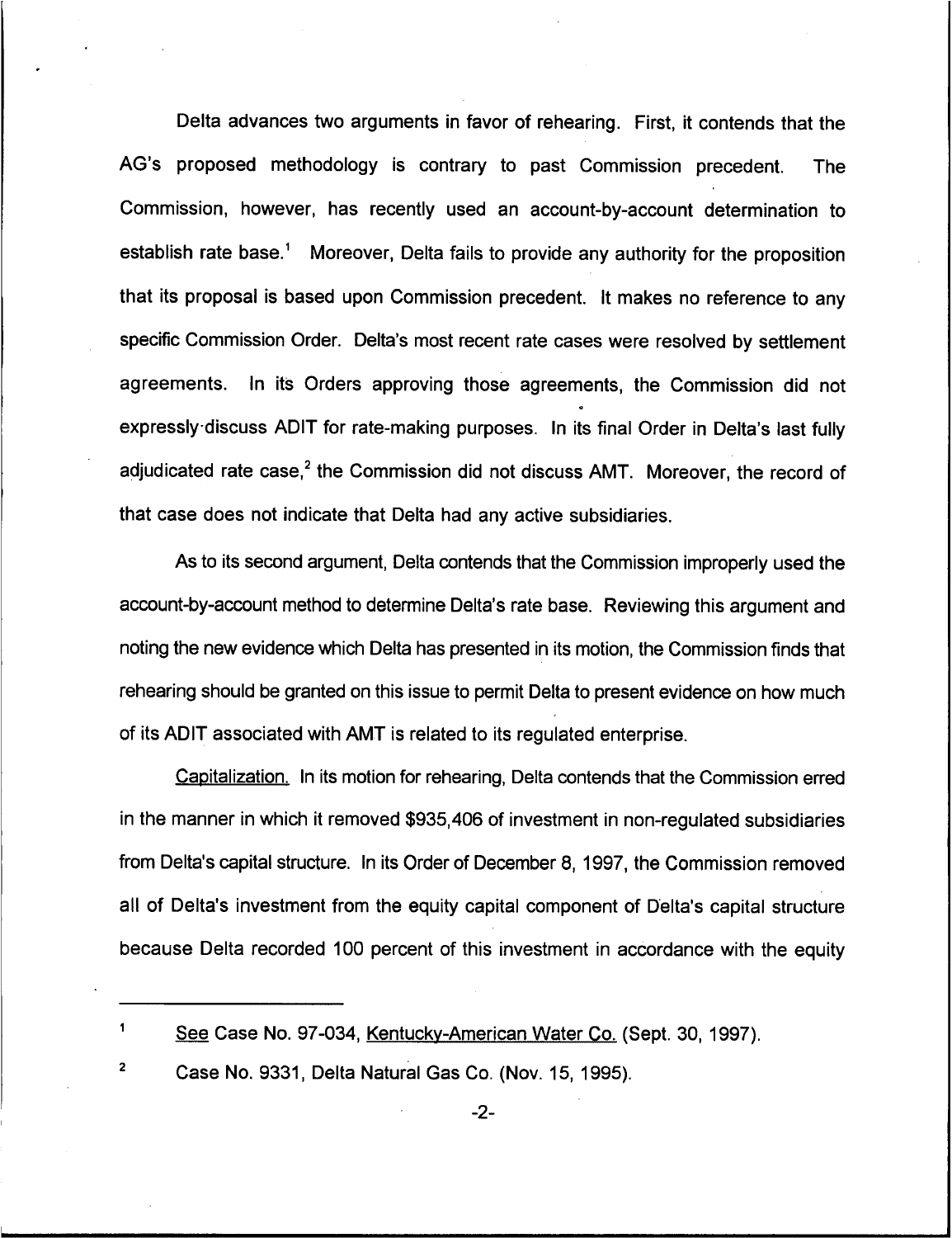Delta advances two arguments in favor of rehearing. First, it contends that the AG's proposed methodology is contrary to past Commission precedent. The Commission, however, has recently used an account-by-account determination to establish rate base.[1] Moreover, Delta fails to provide any authority for the proposition that its proposal is based upon Commission precedent. It makes no reference to any specific Commission Order. Delta's most recent rate cases were resolved by settlement agreements. In its Orders approving those agreements, the Commission did not expressly discuss ADIT for rate-making purposes. In its final Order in Delta's last fully adjudicated rate case,[2] the Commission did not discuss AMT. Moreover, the record of that case does not indicate that Delta had any active subsidiaries.

As to its second argument, Delta contends that the Commission improperly used the account-by-account method to determine Delta's rate base. Reviewing this argument and noting the new evidence which Delta has presented in its motion, the Commission finds that rehearing should be granted on this issue to permit Delta to present evidence on how much of its ADIT associated with AMT is related to its regulated enterprise.

Capitalization. In its motion for rehearing, Delta contends that the Commission erred in the manner in which it removed $935,406 of investment in non-regulated subsidiaries from Delta's capital structure. In its Order of December 8, 1997, the Commission removed all of Delta's investment from the equity capital component of Delta's capital structure because Delta recorded 100 percent of this investment in accordance with the equity

---

[1] See Case No. 97-034, Kentucky-American Water Co. (Sept. 30, 1997).

[2] Case No. 9331, Delta Natural Gas Co. (Nov. 15, 1995).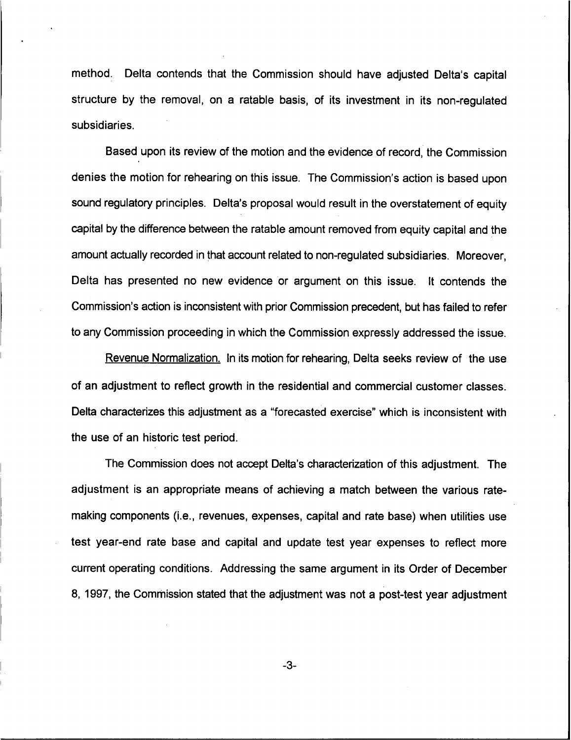method. Delta contends that the Commission should have adjusted Delta's capital structure by the removal, on a ratable basis, of its investment in its non-regulated subsidiaries.

Based upon its review of the motion and the evidence of record, the Commission denies the motion for rehearing on this issue. The Commission's action is based upon sound regulatory principles. Delta's proposal would result in the overstatement of equity capital by the difference between the ratable amount removed from equity capital and the amount actually recorded in that account related to non-regulated subsidiaries. Moreover, Delta has presented no new evidence or argument on this issue. It contends the Commission's action is inconsistent with prior Commission precedent, but has failed to refer to any Commission proceeding in which the Commission expressly addressed the issue.

<u>Revenue Normalization.</u> In its motion for rehearing, Delta seeks review of the use of an adjustment to reflect growth in the residential and commercial customer classes. Delta characterizes this adjustment as a "forecasted exercise" which is inconsistent with the use of an historic test period.

The Commission does not accept Delta's characterization of this adjustment. The adjustment is an appropriate means of achieving a match between the various rate-making components (i.e., revenues, expenses, capital and rate base) when utilities use test year-end rate base and capital and update test year expenses to reflect more current operating conditions. Addressing the same argument in its Order of December 8, 1997, the Commission stated that the adjustment was not a post-test year adjustment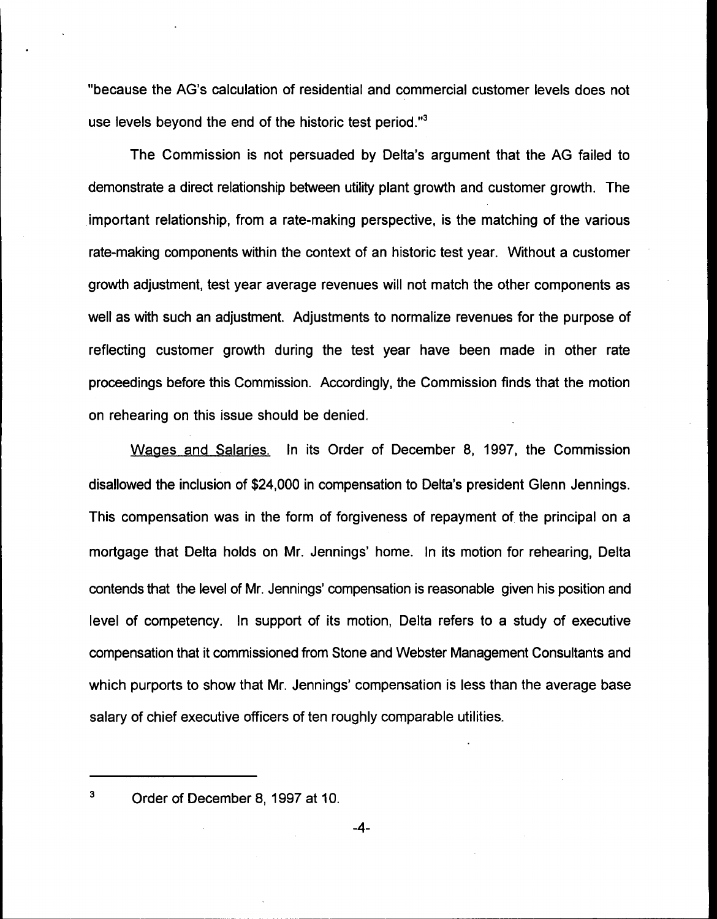"because the AG's calculation of residential and commercial customer levels does not use levels beyond the end of the historic test period."[3]

The Commission is not persuaded by Delta's argument that the AG failed to demonstrate a direct relationship between utility plant growth and customer growth. The important relationship, from a rate-making perspective, is the matching of the various rate-making components within the context of an historic test year. Without a customer growth adjustment, test year average revenues will not match the other components as well as with such an adjustment. Adjustments to normalize revenues for the purpose of reflecting customer growth during the test year have been made in other rate proceedings before this Commission. Accordingly, the Commission finds that the motion on rehearing on this issue should be denied.

Wages and Salaries. In its Order of December 8, 1997, the Commission disallowed the inclusion of $24,000 in compensation to Delta's president Glenn Jennings. This compensation was in the form of forgiveness of repayment of the principal on a mortgage that Delta holds on Mr. Jennings' home. In its motion for rehearing, Delta contends that the level of Mr. Jennings' compensation is reasonable given his position and level of competency. In support of its motion, Delta refers to a study of executive compensation that it commissioned from Stone and Webster Management Consultants and which purports to show that Mr. Jennings' compensation is less than the average base salary of chief executive officers of ten roughly comparable utilities.

[3] Order of December 8, 1997 at 10.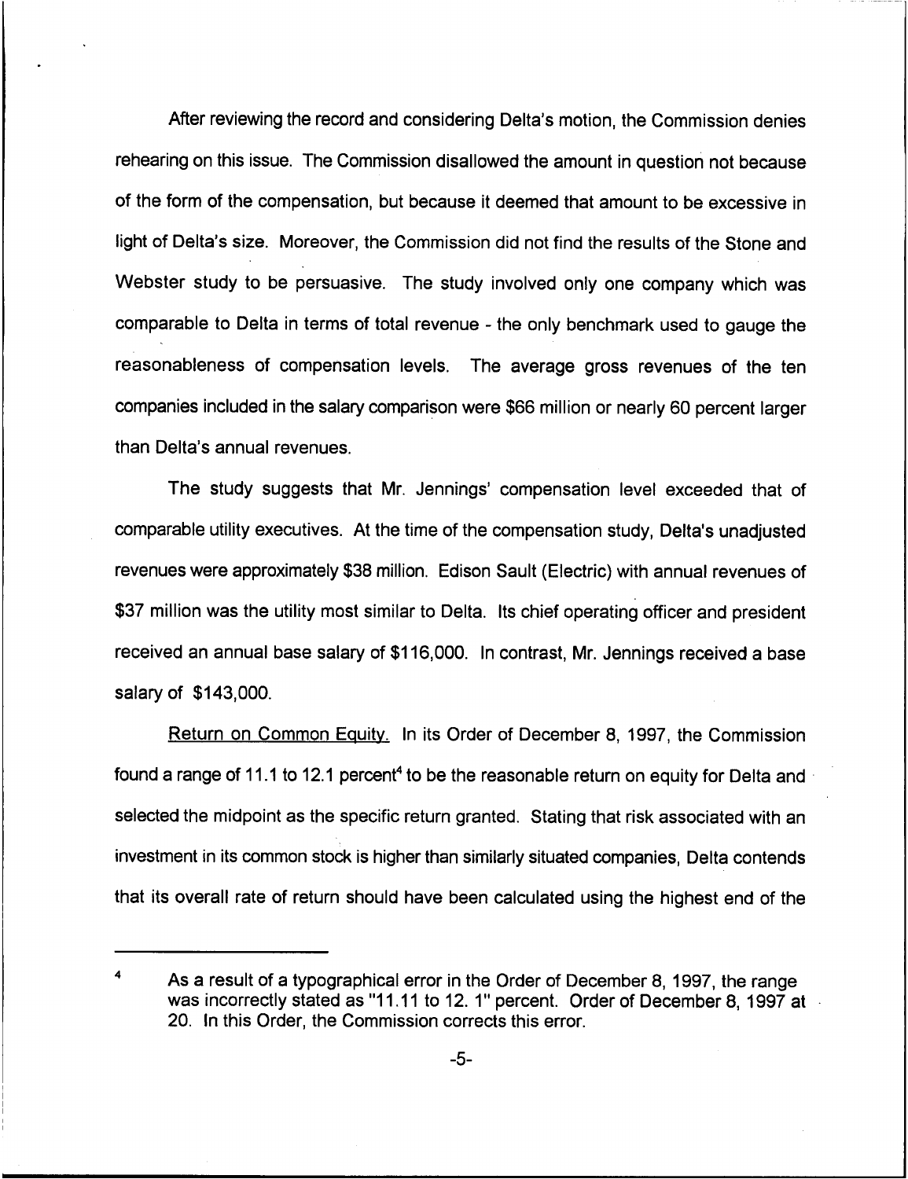After reviewing the record and considering Delta's motion, the Commission denies rehearing on this issue. The Commission disallowed the amount in question not because of the form of the compensation, but because it deemed that amount to be excessive in light of Delta's size. Moreover, the Commission did not find the results of the Stone and Webster study to be persuasive. The study involved only one company which was comparable to Delta in terms of total revenue - the only benchmark used to gauge the reasonableness of compensation levels. The average gross revenues of the ten companies included in the salary comparison were $66 million or nearly 60 percent larger than Delta's annual revenues.

The study suggests that Mr. Jennings' compensation level exceeded that of comparable utility executives. At the time of the compensation study, Delta's unadjusted revenues were approximately $38 million. Edison Sault (Electric) with annual revenues of $37 million was the utility most similar to Delta. Its chief operating officer and president received an annual base salary of $116,000. In contrast, Mr. Jennings received a base salary of $143,000.

<u>Return on Common Equity.</u> In its Order of December 8, 1997, the Commission found a range of 11.1 to 12.1 percent[4] to be the reasonable return on equity for Delta and selected the midpoint as the specific return granted. Stating that risk associated with an investment in its common stock is higher than similarly situated companies, Delta contends that its overall rate of return should have been calculated using the highest end of the

---

[4] As a result of a typographical error in the Order of December 8, 1997, the range was incorrectly stated as "11.11 to 12. 1" percent. Order of December 8, 1997 at 20. In this Order, the Commission corrects this error.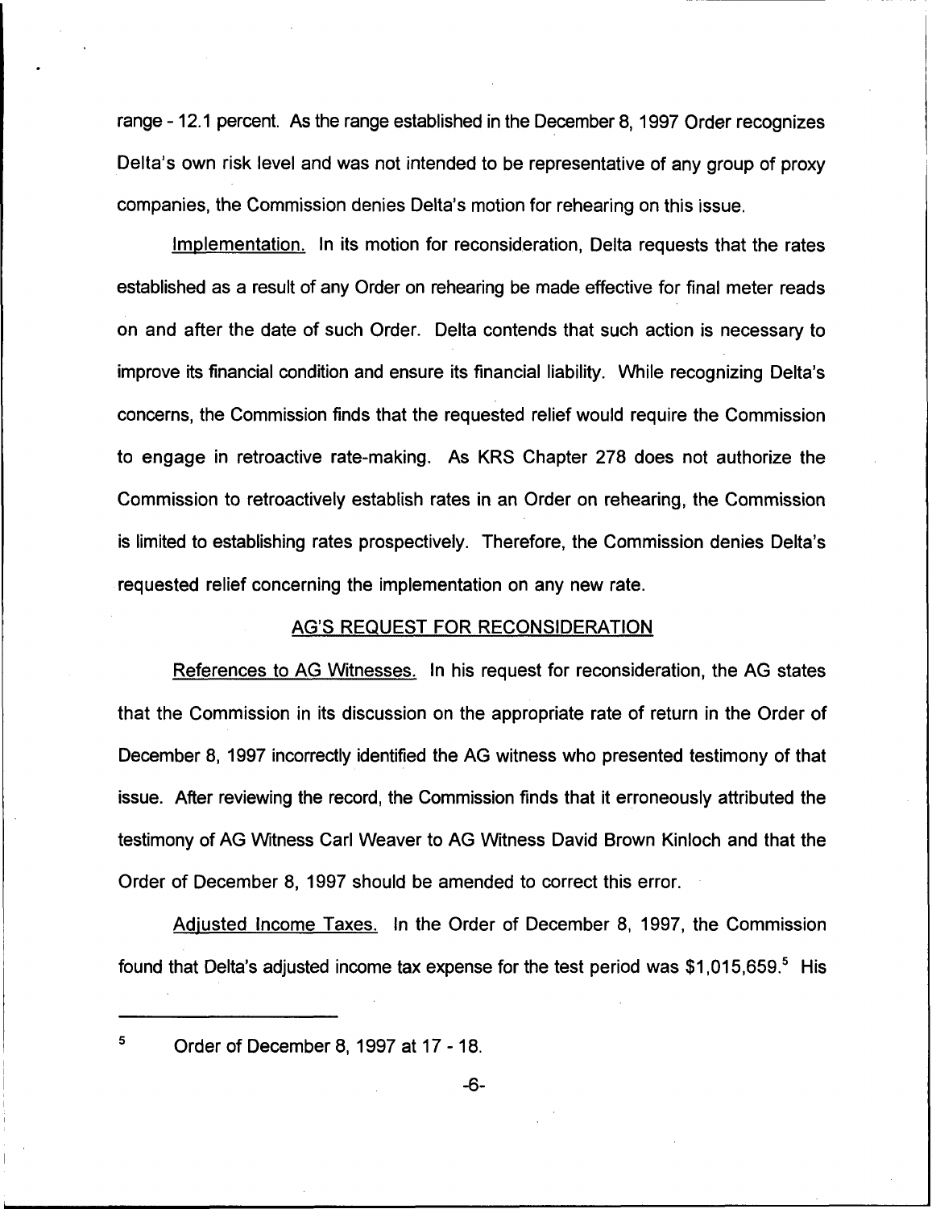range - 12.1 percent. As the range established in the December 8, 1997 Order recognizes Delta's own risk level and was not intended to be representative of any group of proxy companies, the Commission denies Delta's motion for rehearing on this issue.

Implementation. In its motion for reconsideration, Delta requests that the rates established as a result of any Order on rehearing be made effective for final meter reads on and after the date of such Order. Delta contends that such action is necessary to improve its financial condition and ensure its financial liability. While recognizing Delta's concerns, the Commission finds that the requested relief would require the Commission to engage in retroactive rate-making. As KRS Chapter 278 does not authorize the Commission to retroactively establish rates in an Order on rehearing, the Commission is limited to establishing rates prospectively. Therefore, the Commission denies Delta's requested relief concerning the implementation on any new rate.

## AG'S REQUEST FOR RECONSIDERATION

References to AG Witnesses. In his request for reconsideration, the AG states that the Commission in its discussion on the appropriate rate of return in the Order of December 8, 1997 incorrectly identified the AG witness who presented testimony of that issue. After reviewing the record, the Commission finds that it erroneously attributed the testimony of AG Witness Carl Weaver to AG Witness David Brown Kinloch and that the Order of December 8, 1997 should be amended to correct this error.

Adjusted Income Taxes. In the Order of December 8, 1997, the Commission found that Delta's adjusted income tax expense for the test period was $1,015,659.[5] His

---

[5] Order of December 8, 1997 at 17 - 18.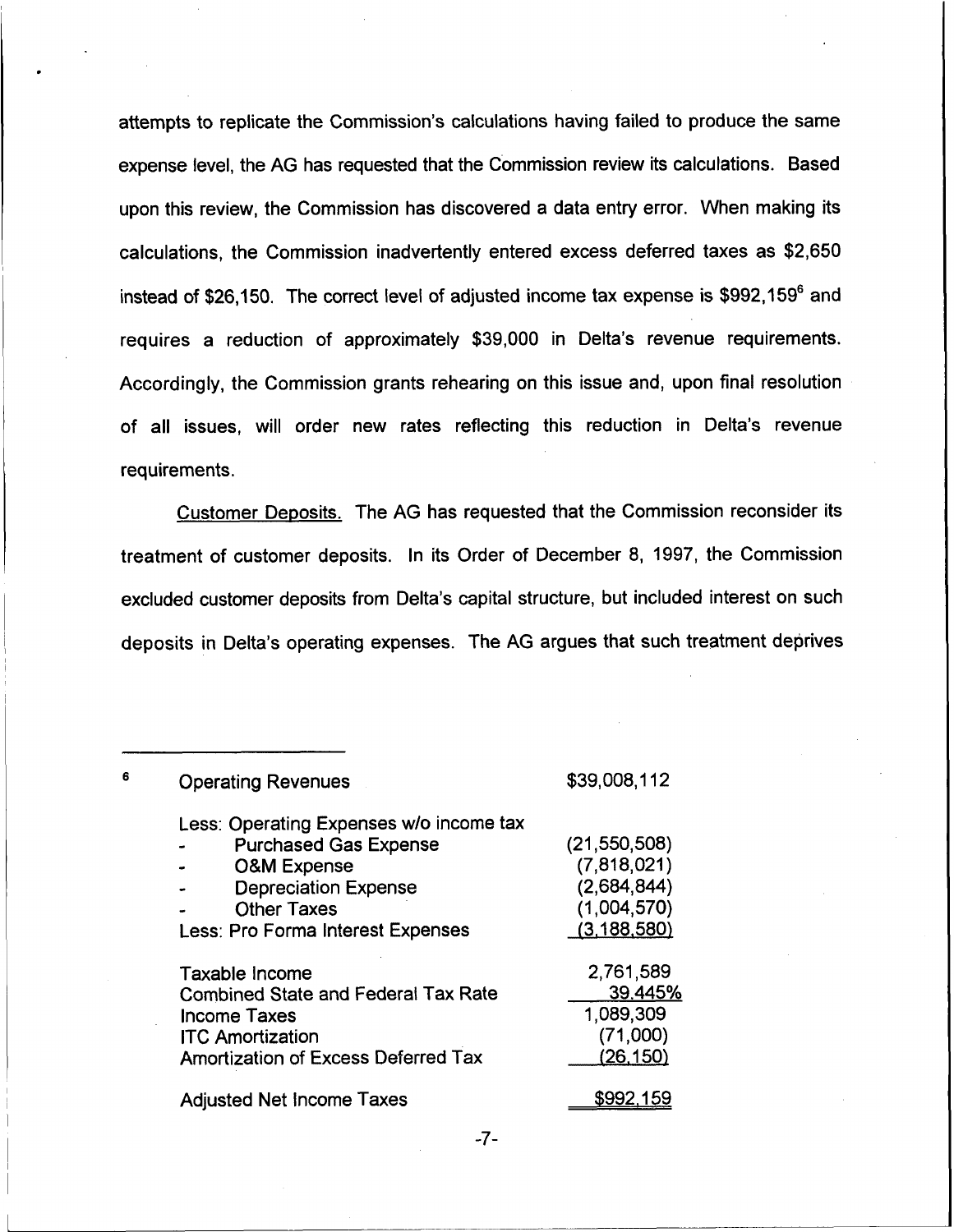attempts to replicate the Commission's calculations having failed to produce the same expense level, the AG has requested that the Commission review its calculations. Based upon this review, the Commission has discovered a data entry error. When making its calculations, the Commission inadvertently entered excess deferred taxes as $2,650 instead of $26,150. The correct level of adjusted income tax expense is $992,159[6] and requires a reduction of approximately $39,000 in Delta's revenue requirements. Accordingly, the Commission grants rehearing on this issue and, upon final resolution of all issues, will order new rates reflecting this reduction in Delta's revenue requirements.

Customer Deposits. The AG has requested that the Commission reconsider its treatment of customer deposits. In its Order of December 8, 1997, the Commission excluded customer deposits from Delta's capital structure, but included interest on such deposits in Delta's operating expenses. The AG argues that such treatment deprives

---

[6]

| | |
|---|---|
| Operating Revenues | $39,008,112 |
| Less: Operating Expenses w/o income tax | |
| - Purchased Gas Expense | (21,550,508) |
| - O&M Expense | (7,818,021) |
| - Depreciation Expense | (2,684,844) |
| - Other Taxes | (1,004,570) |
| Less: Pro Forma Interest Expenses | (3,188,580) |
| Taxable Income | 2,761,589 |
| Combined State and Federal Tax Rate | 39.445% |
| Income Taxes | 1,089,309 |
| ITC Amortization | (71,000) |
| Amortization of Excess Deferred Tax | (26,150) |
| Adjusted Net Income Taxes | $992,159 |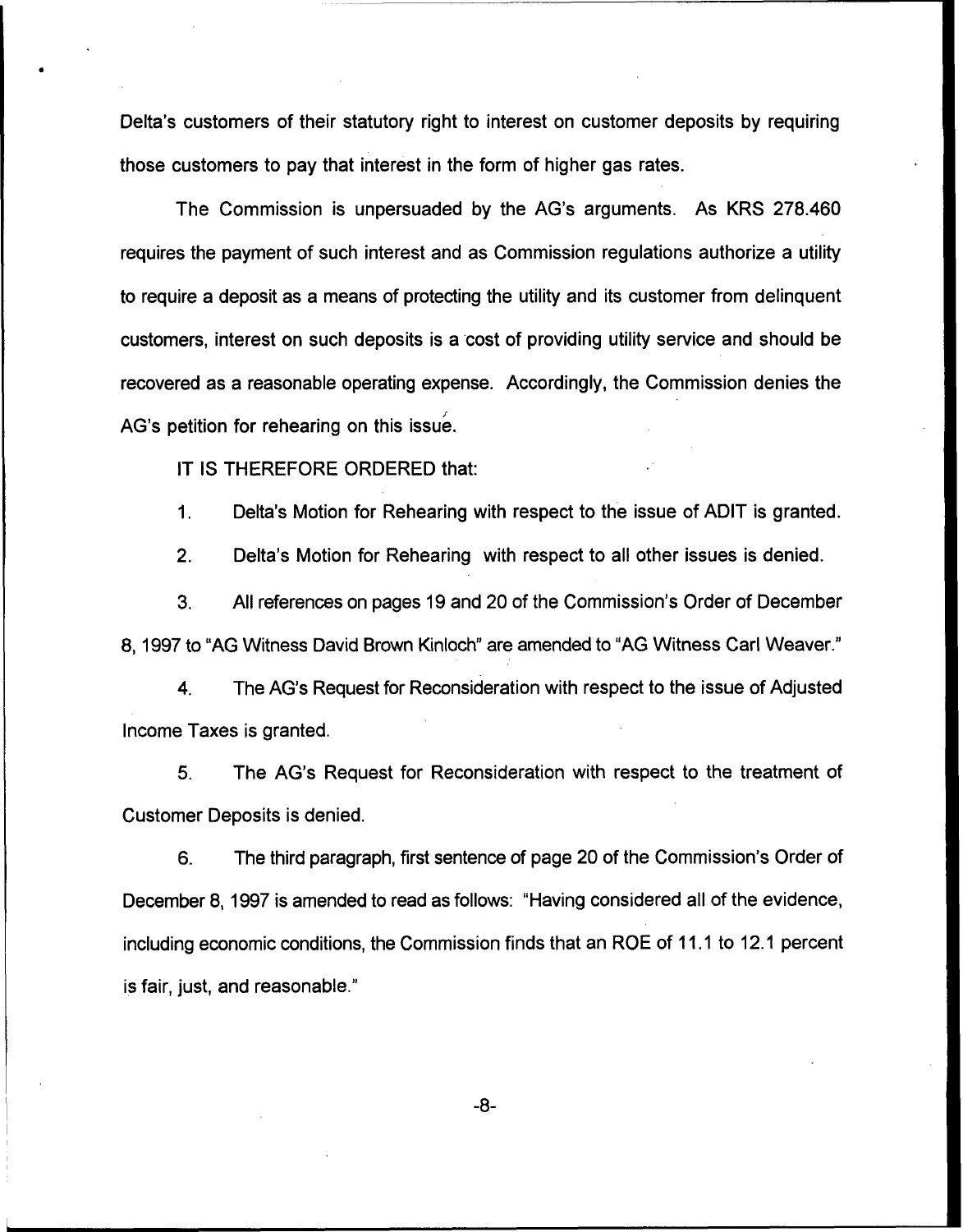Delta's customers of their statutory right to interest on customer deposits by requiring those customers to pay that interest in the form of higher gas rates.

The Commission is unpersuaded by the AG's arguments. As KRS 278.460 requires the payment of such interest and as Commission regulations authorize a utility to require a deposit as a means of protecting the utility and its customer from delinquent customers, interest on such deposits is a cost of providing utility service and should be recovered as a reasonable operating expense. Accordingly, the Commission denies the AG's petition for rehearing on this issue.

IT IS THEREFORE ORDERED that:

1. Delta's Motion for Rehearing with respect to the issue of ADIT is granted.

2. Delta's Motion for Rehearing with respect to all other issues is denied.

3. All references on pages 19 and 20 of the Commission's Order of December 8, 1997 to "AG Witness David Brown Kinloch" are amended to "AG Witness Carl Weaver."

4. The AG's Request for Reconsideration with respect to the issue of Adjusted Income Taxes is granted.

5. The AG's Request for Reconsideration with respect to the treatment of Customer Deposits is denied.

6. The third paragraph, first sentence of page 20 of the Commission's Order of December 8, 1997 is amended to read as follows: "Having considered all of the evidence, including economic conditions, the Commission finds that an ROE of 11.1 to 12.1 percent is fair, just, and reasonable."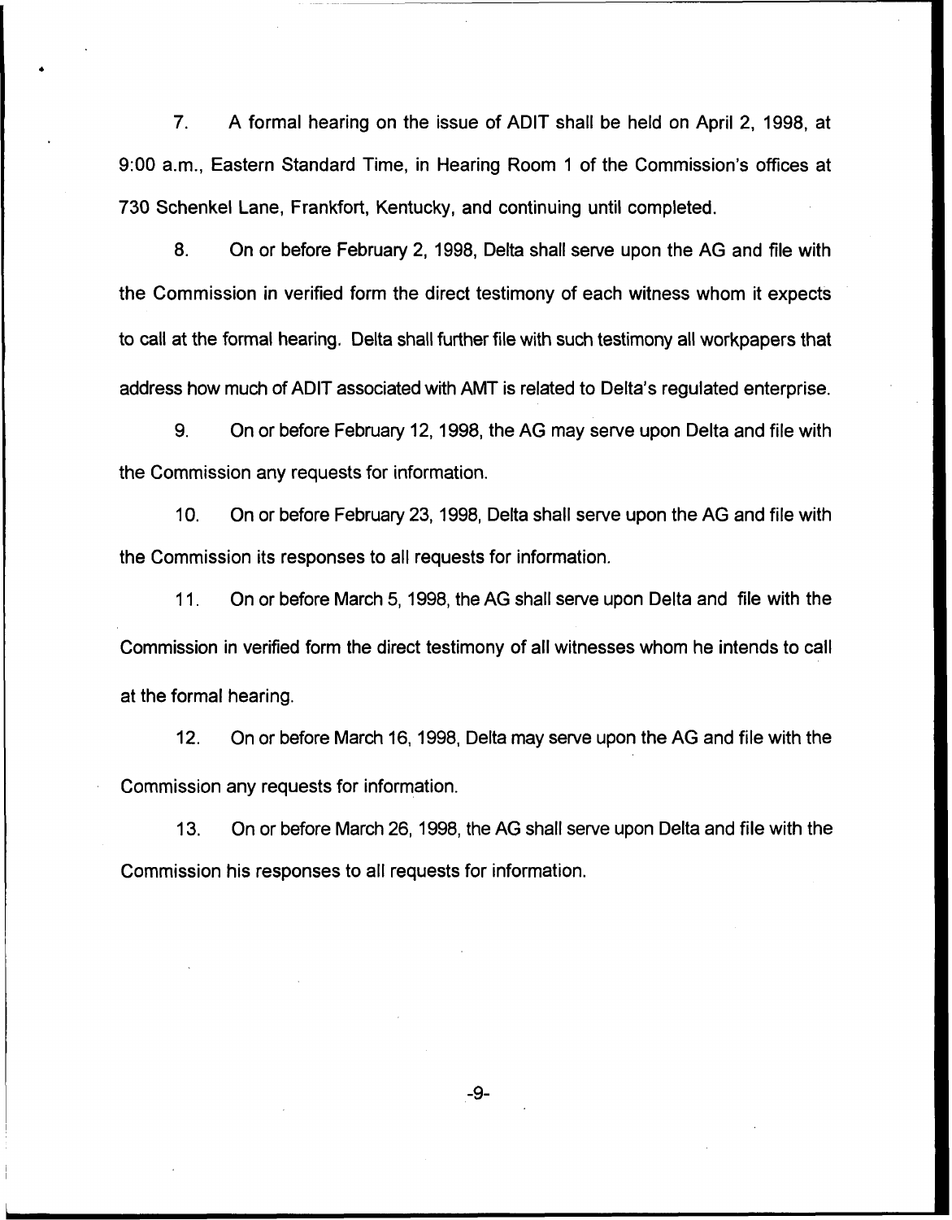7. A formal hearing on the issue of ADIT shall be held on April 2, 1998, at 9:00 a.m., Eastern Standard Time, in Hearing Room 1 of the Commission's offices at 730 Schenkel Lane, Frankfort, Kentucky, and continuing until completed.

8. On or before February 2, 1998, Delta shall serve upon the AG and file with the Commission in verified form the direct testimony of each witness whom it expects to call at the formal hearing. Delta shall further file with such testimony all workpapers that address how much of ADIT associated with AMT is related to Delta's regulated enterprise.

9. On or before February 12, 1998, the AG may serve upon Delta and file with the Commission any requests for information.

10. On or before February 23, 1998, Delta shall serve upon the AG and file with the Commission its responses to all requests for information.

11. On or before March 5, 1998, the AG shall serve upon Delta and file with the Commission in verified form the direct testimony of all witnesses whom he intends to call at the formal hearing.

12. On or before March 16, 1998, Delta may serve upon the AG and file with the Commission any requests for information.

13. On or before March 26, 1998, the AG shall serve upon Delta and file with the Commission his responses to all requests for information.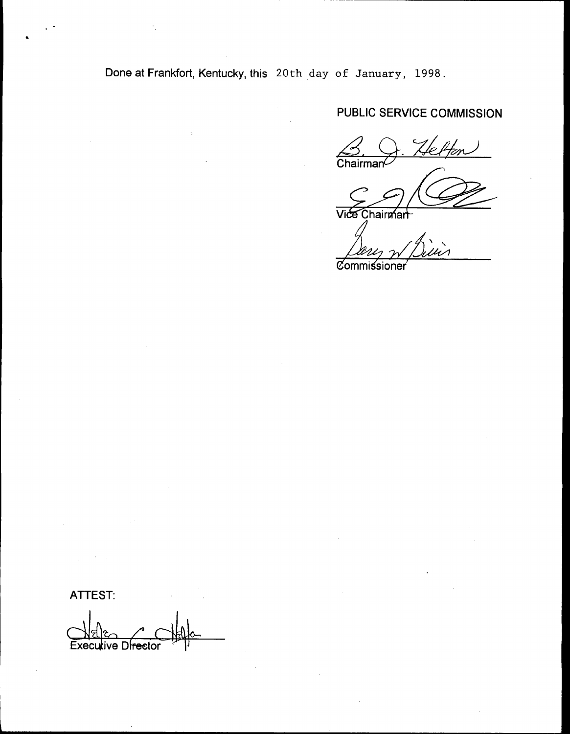Done at Frankfort, Kentucky, this 20th day of January, 1998.

PUBLIC SERVICE COMMISSION

Chairman

Vice Chairman

Commissioner

ATTEST:

Executive Director